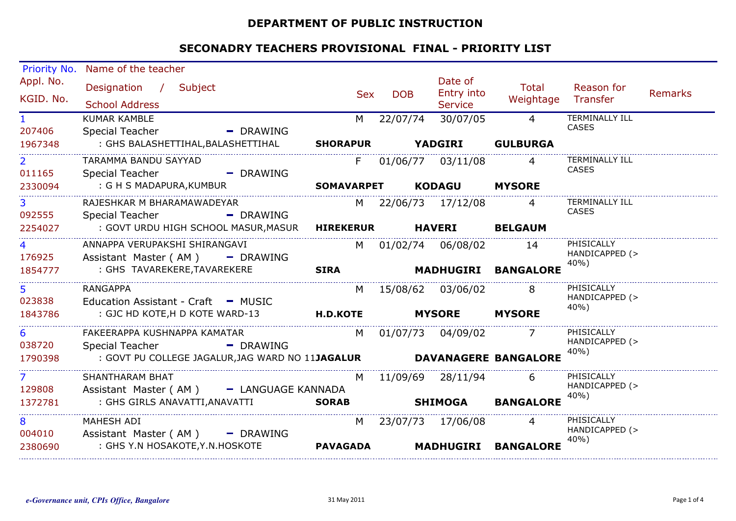# DEPARTMENT OF PUBLIC INSTRUCTION

## SECONADRY TEACHERS PROVISIONAL FINAL - PRIORITY LIST

| Priority No. / Appl. No. / KGID. No. | Name of the teacher / Designation / Subject / School Address | | | | Sex | DOB | Date of Entry into Service | Total Weightage | Reason for Transfer | Remarks |
|---|---|---|---|---|---|---|---|---|---|---|
| 1<br>207406<br>1967348 | KUMAR KAMBLE<br>Special Teacher - DRAWING<br>: GHS BALASHETTIHAL,BALASHETTIHAL | **SHORAPUR** | **YADGIRI** | **GULBURGA** | M | 22/07/74 | 30/07/05 | 4 | TERMINALLY ILL CASES | |
| 2<br>011165<br>2330094 | TARAMMA BANDU SAYYAD<br>Special Teacher - DRAWING<br>: G H S MADAPURA,KUMBUR | **SOMAVARPET** | **KODAGU** | **MYSORE** | F | 01/06/77 | 03/11/08 | 4 | TERMINALLY ILL CASES | |
| 3<br>092555<br>2254027 | RAJESHKAR M BHARAMAWADEYAR<br>Special Teacher - DRAWING<br>: GOVT URDU HIGH SCHOOL MASUR,MASUR | **HIREKERUR** | **HAVERI** | **BELGAUM** | M | 22/06/73 | 17/12/08 | 4 | TERMINALLY ILL CASES | |
| 4<br>176925<br>1854777 | ANNAPPA VERUPAKSHI SHIRANGAVI<br>Assistant Master ( AM ) - DRAWING<br>: GHS TAVAREKERE,TAVAREKERE | **SIRA** | **MADHUGIRI** | **BANGALORE** | M | 01/02/74 | 06/08/02 | 14 | PHISICALLY HANDICAPPED (> 40%) | |
| 5<br>023838<br>1843786 | RANGAPPA<br>Education Assistant - Craft - MUSIC<br>: GJC HD KOTE,H D KOTE WARD-13 | **H.D.KOTE** | **MYSORE** | **MYSORE** | M | 15/08/62 | 03/06/02 | 8 | PHISICALLY HANDICAPPED (> 40%) | |
| 6<br>038720<br>1790398 | FAKEERAPPA KUSHNAPPA KAMATAR<br>Special Teacher - DRAWING<br>: GOVT PU COLLEGE JAGALUR,JAG WARD NO 11 | **JAGALUR** | **DAVANAGERE** | **BANGALORE** | M | 01/07/73 | 04/09/02 | 7 | PHISICALLY HANDICAPPED (> 40%) | |
| 7<br>129808<br>1372781 | SHANTHARAM BHAT<br>Assistant Master ( AM ) - LANGUAGE KANNADA<br>: GHS GIRLS ANAVATTI,ANAVATTI | **SORAB** | **SHIMOGA** | **BANGALORE** | M | 11/09/69 | 28/11/94 | 6 | PHISICALLY HANDICAPPED (> 40%) | |
| 8<br>004010<br>2380690 | MAHESH ADI<br>Assistant Master ( AM ) - DRAWING<br>: GHS Y.N HOSAKOTE,Y.N.HOSKOTE | **PAVAGADA** | **MADHUGIRI** | **BANGALORE** | M | 23/07/73 | 17/06/08 | 4 | PHISICALLY HANDICAPPED (> 40%) | |

*e-Governance unit, CPIs Office, Bangalore* 31 May 2011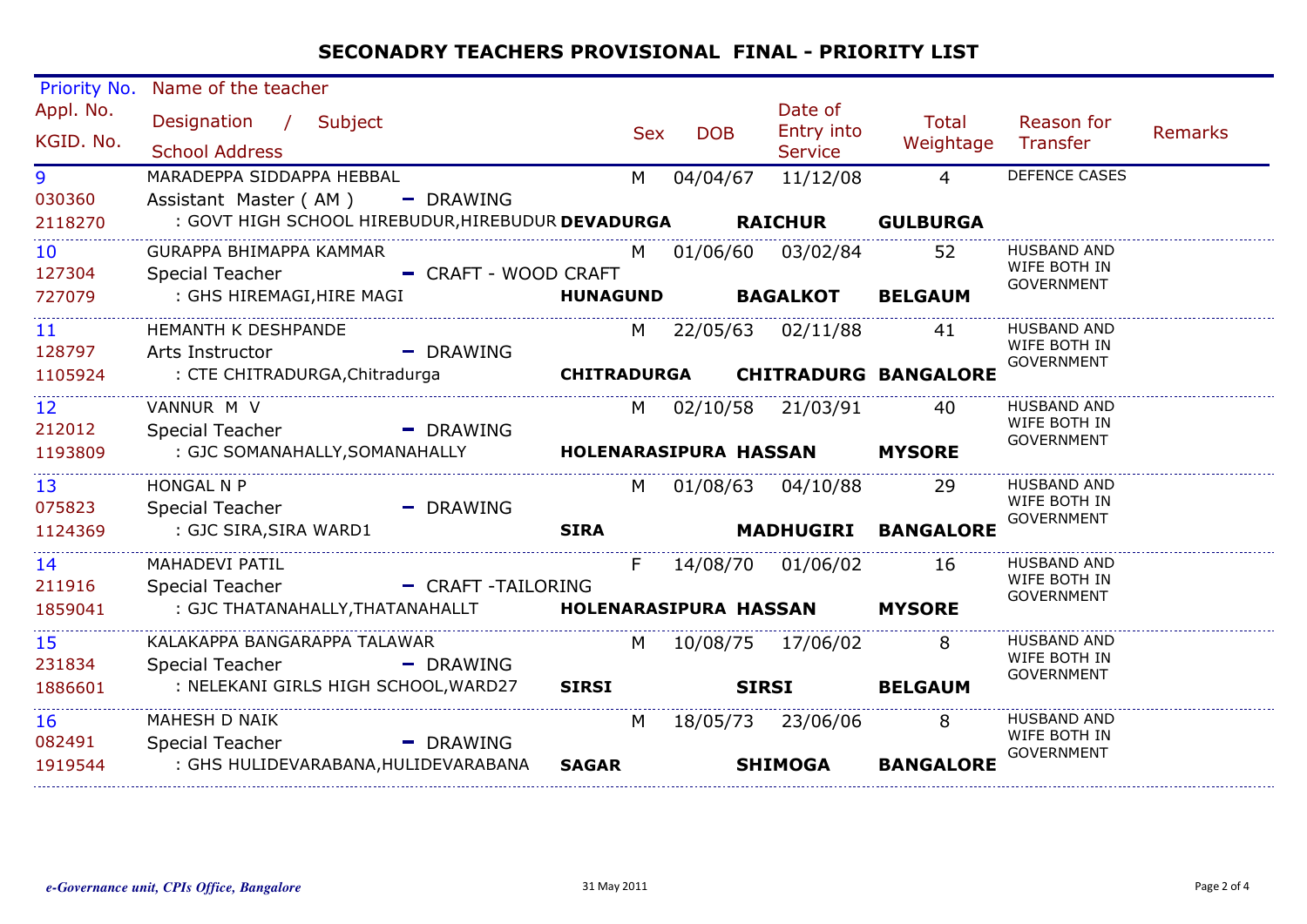# SECONADRY TEACHERS PROVISIONAL FINAL - PRIORITY LIST

| Priority No. / Appl. No. / KGID. No. | Name of the teacher / Designation / Subject / School Address | | | Sex | DOB | Date of Entry into Service | Total Weightage | Reason for Transfer | Remarks |
|---|---|---|---|---|---|---|---|---|---|
| 9<br>030360<br>2118270 | MARADEPPA SIDDAPPA HEBBAL<br>Assistant Master ( AM ) - DRAWING<br>: GOVT HIGH SCHOOL HIREBUDUR,HIREBUDUR | **DEVADURGA** | **RAICHUR** | M | 04/04/67 | 11/12/08 | 4<br>**GULBURGA** | DEFENCE CASES | |
| 10<br>127304<br>727079 | GURAPPA BHIMAPPA KAMMAR<br>Special Teacher - CRAFT - WOOD CRAFT<br>: GHS HIREMAGI,HIRE MAGI | **HUNAGUND** | **BAGALKOT** | M | 01/06/60 | 03/02/84 | 52<br>**BELGAUM** | HUSBAND AND WIFE BOTH IN GOVERNMENT | |
| 11<br>128797<br>1105924 | HEMANTH K DESHPANDE<br>Arts Instructor - DRAWING<br>: CTE CHITRADURGA,Chitradurga | **CHITRADURGA** | **CHITRADURG** | M | 22/05/63 | 02/11/88 | 41<br>**BANGALORE** | HUSBAND AND WIFE BOTH IN GOVERNMENT | |
| 12<br>212012<br>1193809 | VANNUR M V<br>Special Teacher - DRAWING<br>: GJC SOMANAHALLY,SOMANAHALLY | **HOLENARASIPURA** | **HASSAN** | M | 02/10/58 | 21/03/91 | 40<br>**MYSORE** | HUSBAND AND WIFE BOTH IN GOVERNMENT | |
| 13<br>075823<br>1124369 | HONGAL N P<br>Special Teacher - DRAWING<br>: GJC SIRA,SIRA WARD1 | **SIRA** | **MADHUGIRI** | M | 01/08/63 | 04/10/88 | 29<br>**BANGALORE** | HUSBAND AND WIFE BOTH IN GOVERNMENT | |
| 14<br>211916<br>1859041 | MAHADEVI PATIL<br>Special Teacher - CRAFT -TAILORING<br>: GJC THATANAHALLY,THATANAHALLT | **HOLENARASIPURA** | **HASSAN** | F | 14/08/70 | 01/06/02 | 16<br>**MYSORE** | HUSBAND AND WIFE BOTH IN GOVERNMENT | |
| 15<br>231834<br>1886601 | KALAKAPPA BANGARAPPA TALAWAR<br>Special Teacher - DRAWING<br>: NELEKANI GIRLS HIGH SCHOOL,WARD27 | **SIRSI** | **SIRSI** | M | 10/08/75 | 17/06/02 | 8<br>**BELGAUM** | HUSBAND AND WIFE BOTH IN GOVERNMENT | |
| 16<br>082491<br>1919544 | MAHESH D NAIK<br>Special Teacher - DRAWING<br>: GHS HULIDEVARABANA,HULIDEVARABANA | **SAGAR** | **SHIMOGA** | M | 18/05/73 | 23/06/06 | 8<br>**BANGALORE** | HUSBAND AND WIFE BOTH IN GOVERNMENT | |

*e-Governance unit, CPIs Office, Bangalore* 31 May 2011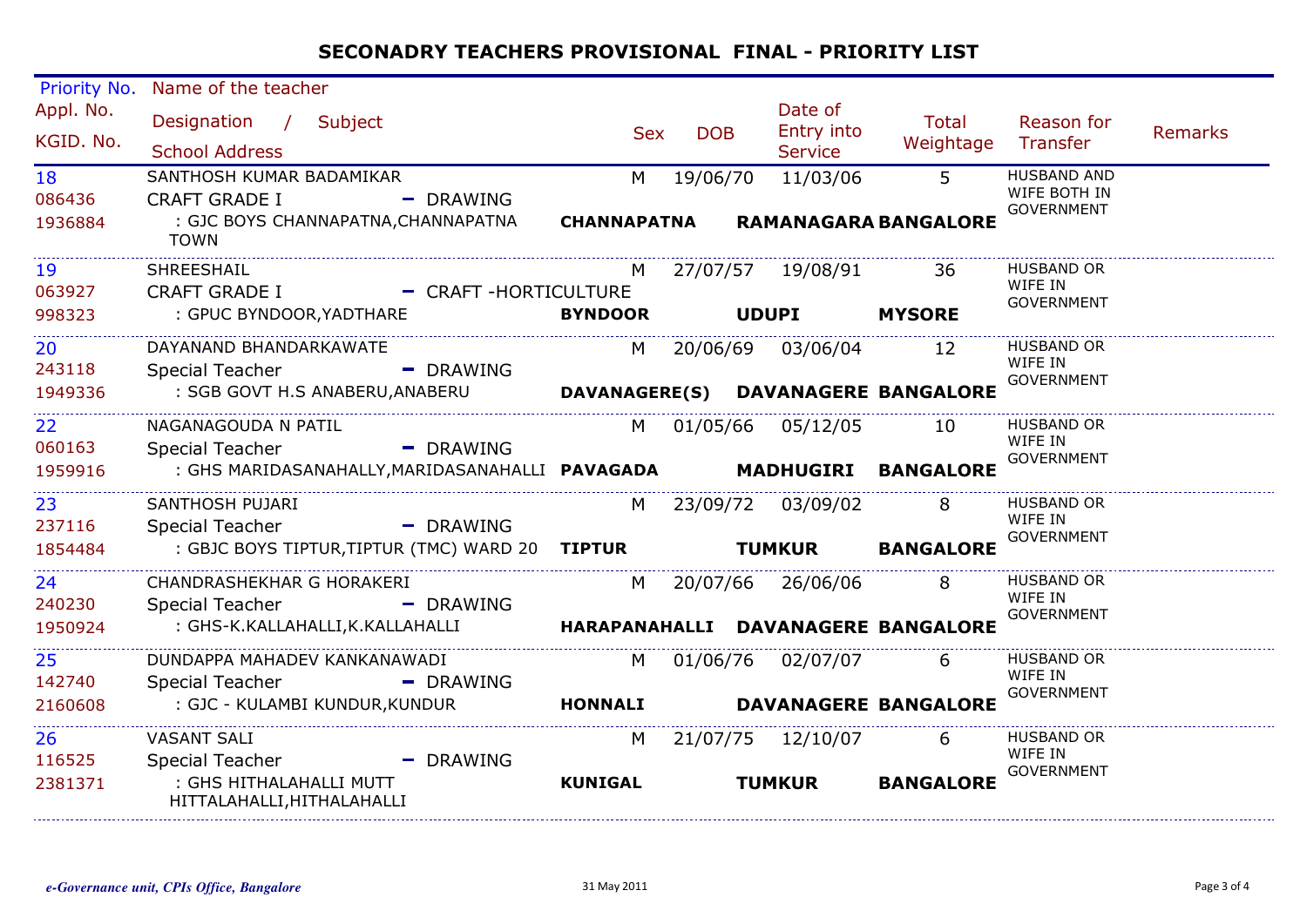# SECONADRY TEACHERS PROVISIONAL FINAL - PRIORITY LIST

| Priority No. / Appl. No. / KGID. No. | Name of the teacher / Designation / Subject / School Address | Sex | DOB | Date of Entry into Service | Total Weightage | Reason for Transfer | Remarks |
|---|---|---|---|---|---|---|---|
| 18<br>086436<br>1936884 | SANTHOSH KUMAR BADAMIKAR<br>CRAFT GRADE I - DRAWING<br>: GJC BOYS CHANNAPATNA,CHANNAPATNA TOWN<br>**CHANNAPATNA RAMANAGARA BANGALORE** | M | 19/06/70 | 11/03/06 | 5 | HUSBAND AND WIFE BOTH IN GOVERNMENT | |
| 19<br>063927<br>998323 | SHREESHAIL<br>CRAFT GRADE I - CRAFT -HORTICULTURE<br>: GPUC BYNDOOR,YADTHARE<br>**BYNDOOR UDUPI MYSORE** | M | 27/07/57 | 19/08/91 | 36 | HUSBAND OR WIFE IN GOVERNMENT | |
| 20<br>243118<br>1949336 | DAYANAND BHANDARKAWATE<br>Special Teacher - DRAWING<br>: SGB GOVT H.S ANABERU,ANABERU<br>**DAVANAGERE(S) DAVANAGERE BANGALORE** | M | 20/06/69 | 03/06/04 | 12 | HUSBAND OR WIFE IN GOVERNMENT | |
| 22<br>060163<br>1959916 | NAGANAGOUDA N PATIL<br>Special Teacher - DRAWING<br>: GHS MARIDASANAHALLY,MARIDASANAHALLI<br>**PAVAGADA MADHUGIRI BANGALORE** | M | 01/05/66 | 05/12/05 | 10 | HUSBAND OR WIFE IN GOVERNMENT | |
| 23<br>237116<br>1854484 | SANTHOSH PUJARI<br>Special Teacher - DRAWING<br>: GBJC BOYS TIPTUR,TIPTUR (TMC) WARD 20<br>**TIPTUR TUMKUR BANGALORE** | M | 23/09/72 | 03/09/02 | 8 | HUSBAND OR WIFE IN GOVERNMENT | |
| 24<br>240230<br>1950924 | CHANDRASHEKHAR G HORAKERI<br>Special Teacher - DRAWING<br>: GHS-K.KALLAHALLI,K.KALLAHALLI<br>**HARAPANAHALLI DAVANAGERE BANGALORE** | M | 20/07/66 | 26/06/06 | 8 | HUSBAND OR WIFE IN GOVERNMENT | |
| 25<br>142740<br>2160608 | DUNDAPPA MAHADEV KANKANAWADI<br>Special Teacher - DRAWING<br>: GJC - KULAMBI KUNDUR,KUNDUR<br>**HONNALI DAVANAGERE BANGALORE** | M | 01/06/76 | 02/07/07 | 6 | HUSBAND OR WIFE IN GOVERNMENT | |
| 26<br>116525<br>2381371 | VASANT SALI<br>Special Teacher - DRAWING<br>: GHS HITHALAHALLI MUTT HITTALAHALLI,HITHALAHALLI<br>**KUNIGAL TUMKUR BANGALORE** | M | 21/07/75 | 12/10/07 | 6 | HUSBAND OR WIFE IN GOVERNMENT | |

*e-Governance unit, CPIs Office, Bangalore* 31 May 2011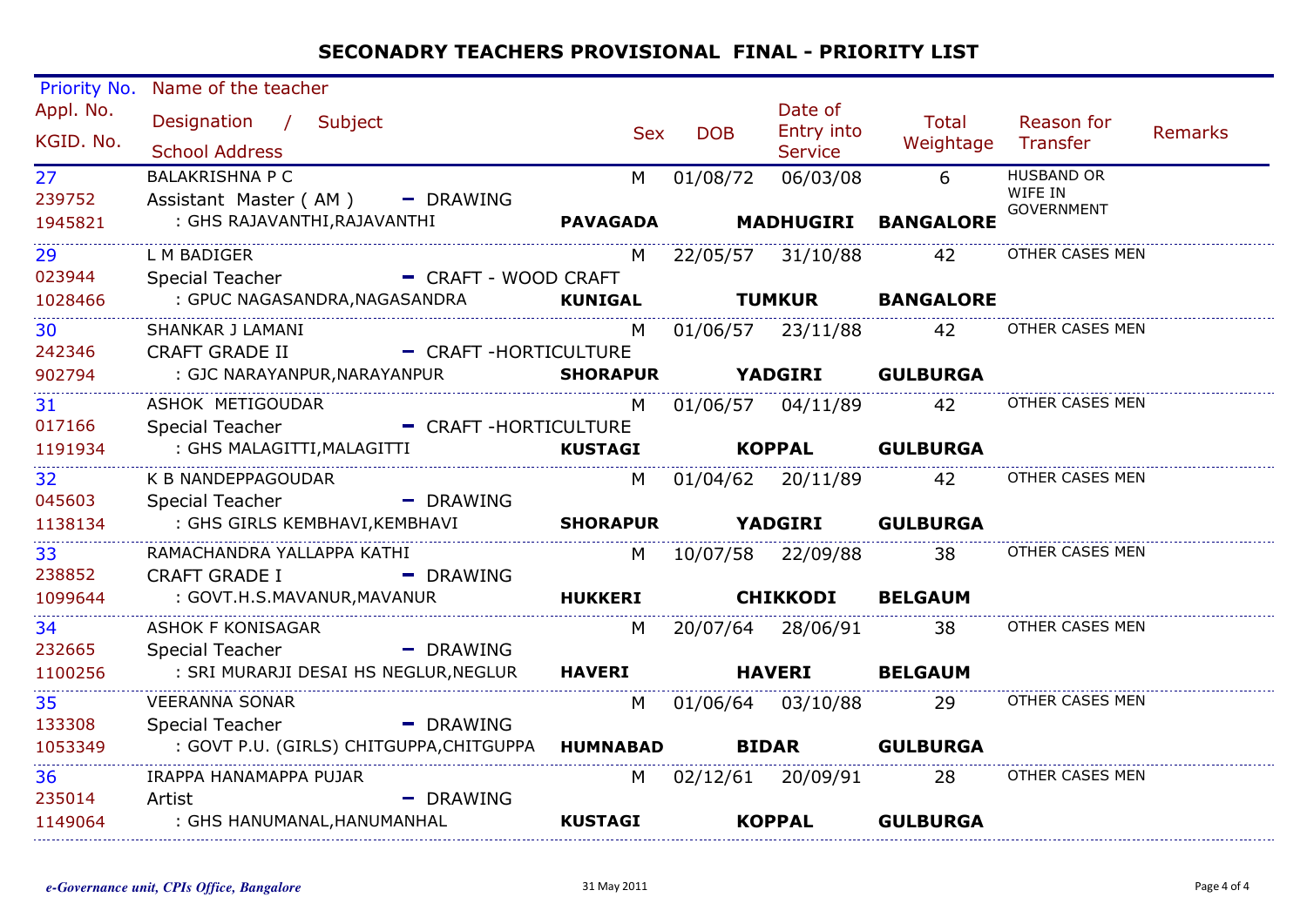# SECONADRY TEACHERS PROVISIONAL FINAL - PRIORITY LIST

| Priority No. / Appl. No. / KGID. No. | Name of the teacher / Designation / Subject / School Address | | Sex | DOB | Date of Entry into Service | Total Weightage | Reason for Transfer | Remarks |
|---|---|---|---|---|---|---|---|---|
| 27<br>239752<br>1945821 | BALAKRISHNA P C<br>Assistant Master ( AM ) - DRAWING<br>: GHS RAJAVANTHI,RAJAVANTHI | **PAVAGADA** | M | 01/08/72 | 06/03/08<br>**MADHUGIRI** | 6<br>**BANGALORE** | HUSBAND OR WIFE IN GOVERNMENT | |
| 29<br>023944<br>1028466 | L M BADIGER<br>Special Teacher - CRAFT - WOOD CRAFT<br>: GPUC NAGASANDRA,NAGASANDRA | **KUNIGAL** | M | 22/05/57 | 31/10/88<br>**TUMKUR** | 42<br>**BANGALORE** | OTHER CASES MEN | |
| 30<br>242346<br>902794 | SHANKAR J LAMANI<br>CRAFT GRADE II - CRAFT -HORTICULTURE<br>: GJC NARAYANPUR,NARAYANPUR | **SHORAPUR** | M | 01/06/57 | 23/11/88<br>**YADGIRI** | 42<br>**GULBURGA** | OTHER CASES MEN | |
| 31<br>017166<br>1191934 | ASHOK METIGOUDAR<br>Special Teacher - CRAFT -HORTICULTURE<br>: GHS MALAGITTI,MALAGITTI | **KUSTAGI** | M | 01/06/57 | 04/11/89<br>**KOPPAL** | 42<br>**GULBURGA** | OTHER CASES MEN | |
| 32<br>045603<br>1138134 | K B NANDEPPAGOUDAR<br>Special Teacher - DRAWING<br>: GHS GIRLS KEMBHAVI,KEMBHAVI | **SHORAPUR** | M | 01/04/62 | 20/11/89<br>**YADGIRI** | 42<br>**GULBURGA** | OTHER CASES MEN | |
| 33<br>238852<br>1099644 | RAMACHANDRA YALLAPPA KATHI<br>CRAFT GRADE I - DRAWING<br>: GOVT.H.S.MAVANUR,MAVANUR | **HUKKERI** | M | 10/07/58 | 22/09/88<br>**CHIKKODI** | 38<br>**BELGAUM** | OTHER CASES MEN | |
| 34<br>232665<br>1100256 | ASHOK F KONISAGAR<br>Special Teacher - DRAWING<br>: SRI MURARJI DESAI HS NEGLUR,NEGLUR | **HAVERI** | M | 20/07/64 | 28/06/91<br>**HAVERI** | 38<br>**BELGAUM** | OTHER CASES MEN | |
| 35<br>133308<br>1053349 | VEERANNA SONAR<br>Special Teacher - DRAWING<br>: GOVT P.U. (GIRLS) CHITGUPPA,CHITGUPPA | **HUMNABAD** | M | 01/06/64 | 03/10/88<br>**BIDAR** | 29<br>**GULBURGA** | OTHER CASES MEN | |
| 36<br>235014<br>1149064 | IRAPPA HANAMAPPA PUJAR<br>Artist - DRAWING<br>: GHS HANUMANAL,HANUMANHAL | **KUSTAGI** | M | 02/12/61 | 20/09/91<br>**KOPPAL** | 28<br>**GULBURGA** | OTHER CASES MEN | |

*e-Governance unit, CPIs Office, Bangalore* 31 May 2011